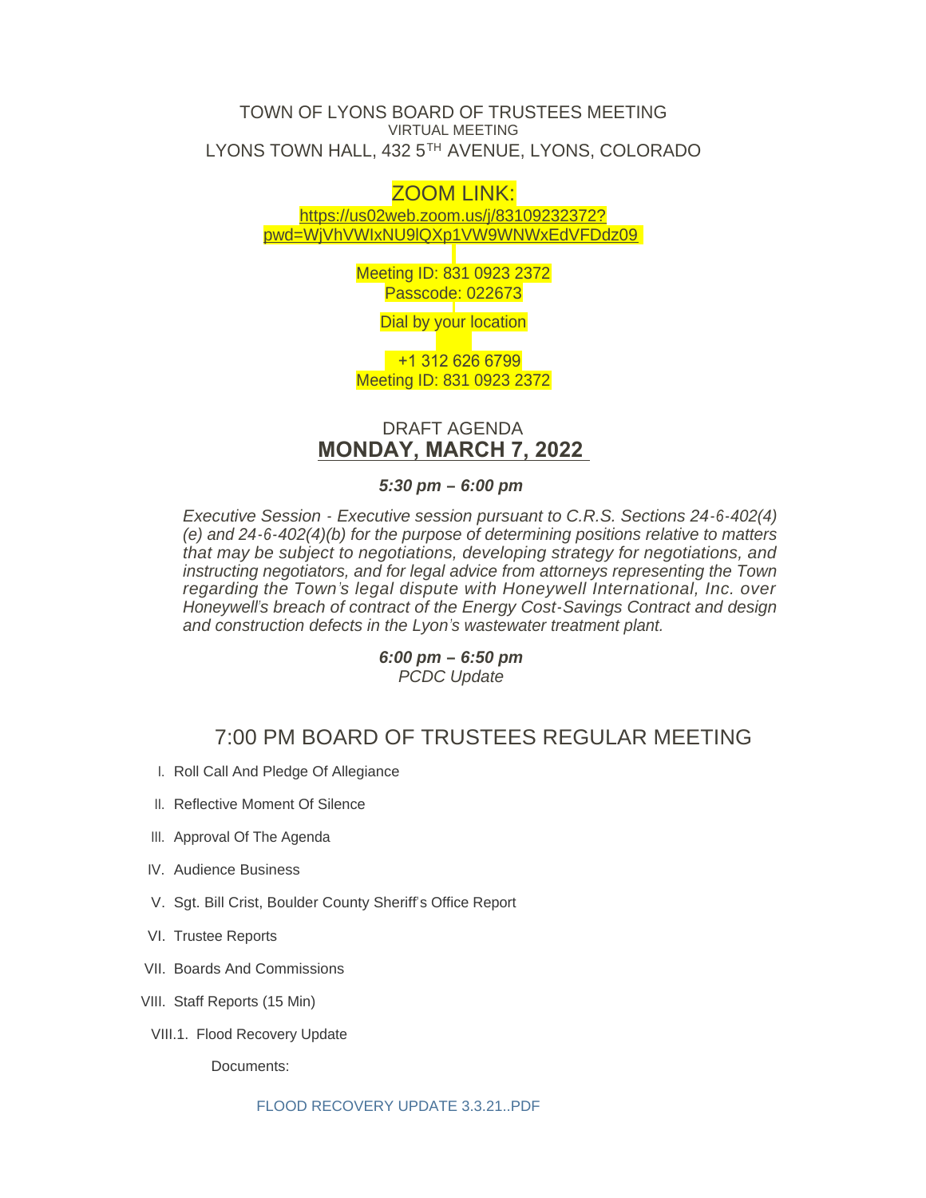# TOWN OF LYONS BOARD OF TRUSTEES MEETING

VIRTUAL MEETING

LYONS TOWN HALL, 432 5TH AVENUE, LYONS, COLORADO

ZOOM LINK:

https://us02web.zoom.us/j/83109232372?pwd=WjVhVWIxNU9lQXp1VW9WNWxEdVFDdz09

Meeting ID: 831 0923 2372

Passcode: 022673

Dial by your location

+1 312 626 6799

Meeting ID: 831 0923 2372

## DRAFT AGENDA

## MONDAY, MARCH 7, 2022

***5:30 pm – 6:00 pm***

*Executive Session - Executive session pursuant to C.R.S. Sections 24-6-402(4)(e) and 24-6-402(4)(b) for the purpose of determining positions relative to matters that may be subject to negotiations, developing strategy for negotiations, and instructing negotiators, and for legal advice from attorneys representing the Town regarding the Town's legal dispute with Honeywell International, Inc. over Honeywell's breach of contract of the Energy Cost-Savings Contract and design and construction defects in the Lyon's wastewater treatment plant.*

***6:00 pm – 6:50 pm***

*PCDC Update*

## 7:00 PM BOARD OF TRUSTEES REGULAR MEETING

I. Roll Call And Pledge Of Allegiance

II. Reflective Moment Of Silence

III. Approval Of The Agenda

IV. Audience Business

V. Sgt. Bill Crist, Boulder County Sheriff's Office Report

VI. Trustee Reports

VII. Boards And Commissions

VIII. Staff Reports (15 Min)

VIII.1. Flood Recovery Update

Documents:

FLOOD RECOVERY UPDATE 3.3.21..PDF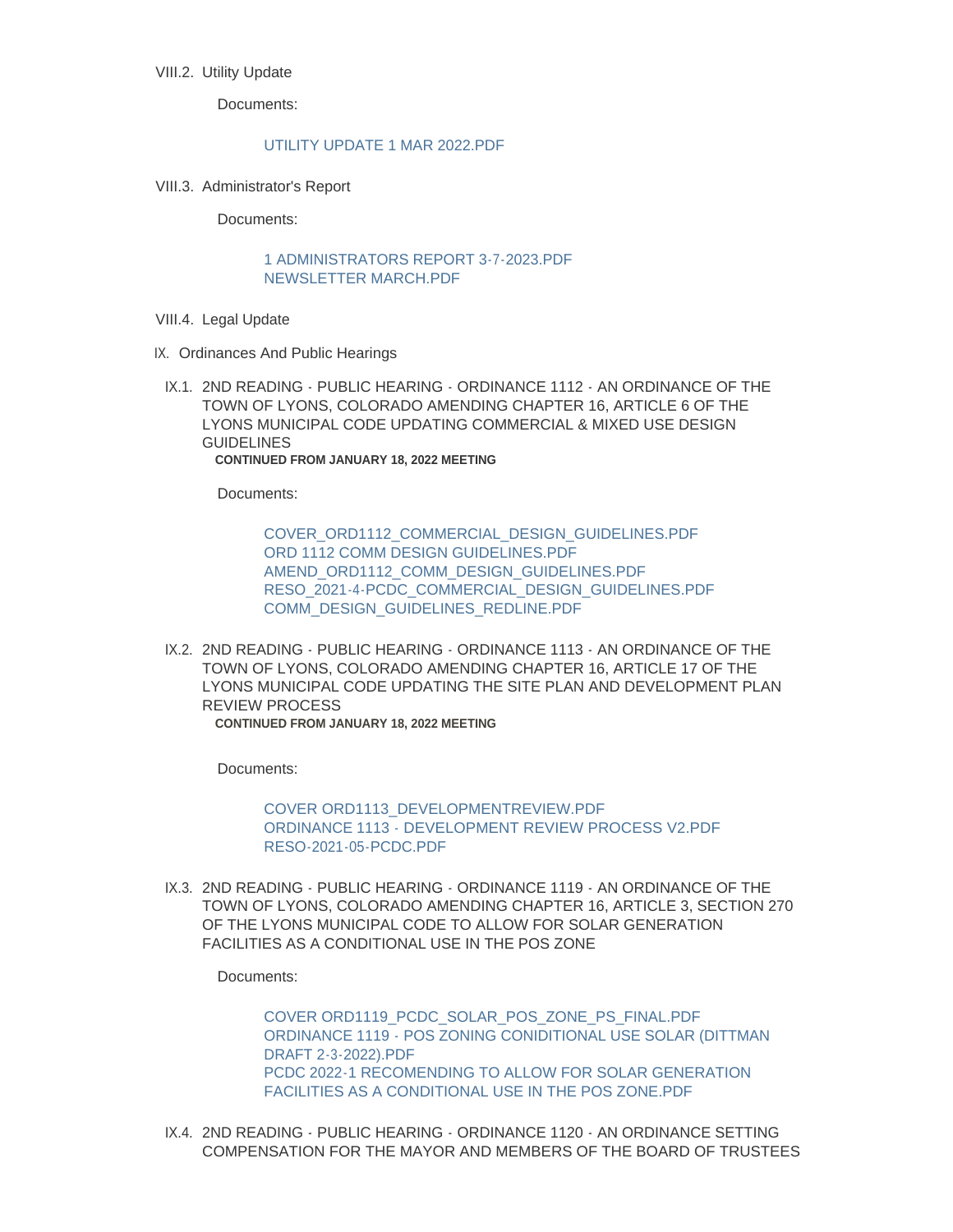VIII.2. Utility Update

Documents:

UTILITY UPDATE 1 MAR 2022.PDF

VIII.3. Administrator's Report

Documents:

1 ADMINISTRATORS REPORT 3-7-2023.PDF
NEWSLETTER MARCH.PDF

VIII.4. Legal Update

IX. Ordinances And Public Hearings

IX.1. 2ND READING - PUBLIC HEARING - ORDINANCE 1112 - AN ORDINANCE OF THE TOWN OF LYONS, COLORADO AMENDING CHAPTER 16, ARTICLE 6 OF THE LYONS MUNICIPAL CODE UPDATING COMMERCIAL & MIXED USE DESIGN GUIDELINES
**CONTINUED FROM JANUARY 18, 2022 MEETING**

Documents:

COVER_ORD1112_COMMERCIAL_DESIGN_GUIDELINES.PDF
ORD 1112 COMM DESIGN GUIDELINES.PDF
AMEND_ORD1112_COMM_DESIGN_GUIDELINES.PDF
RESO_2021-4-PCDC_COMMERCIAL_DESIGN_GUIDELINES.PDF
COMM_DESIGN_GUIDELINES_REDLINE.PDF

IX.2. 2ND READING - PUBLIC HEARING - ORDINANCE 1113 - AN ORDINANCE OF THE TOWN OF LYONS, COLORADO AMENDING CHAPTER 16, ARTICLE 17 OF THE LYONS MUNICIPAL CODE UPDATING THE SITE PLAN AND DEVELOPMENT PLAN REVIEW PROCESS
**CONTINUED FROM JANUARY 18, 2022 MEETING**

Documents:

COVER ORD1113_DEVELOPMENTREVIEW.PDF
ORDINANCE 1113 - DEVELOPMENT REVIEW PROCESS V2.PDF
RESO-2021-05-PCDC.PDF

IX.3. 2ND READING - PUBLIC HEARING - ORDINANCE 1119 - AN ORDINANCE OF THE TOWN OF LYONS, COLORADO AMENDING CHAPTER 16, ARTICLE 3, SECTION 270 OF THE LYONS MUNICIPAL CODE TO ALLOW FOR SOLAR GENERATION FACILITIES AS A CONDITIONAL USE IN THE POS ZONE

Documents:

COVER ORD1119_PCDC_SOLAR_POS_ZONE_PS_FINAL.PDF
ORDINANCE 1119 - POS ZONING CONIDITIONAL USE SOLAR (DITTMAN DRAFT 2-3-2022).PDF
PCDC 2022-1 RECOMENDING TO ALLOW FOR SOLAR GENERATION FACILITIES AS A CONDITIONAL USE IN THE POS ZONE.PDF

IX.4. 2ND READING - PUBLIC HEARING - ORDINANCE 1120 - AN ORDINANCE SETTING COMPENSATION FOR THE MAYOR AND MEMBERS OF THE BOARD OF TRUSTEES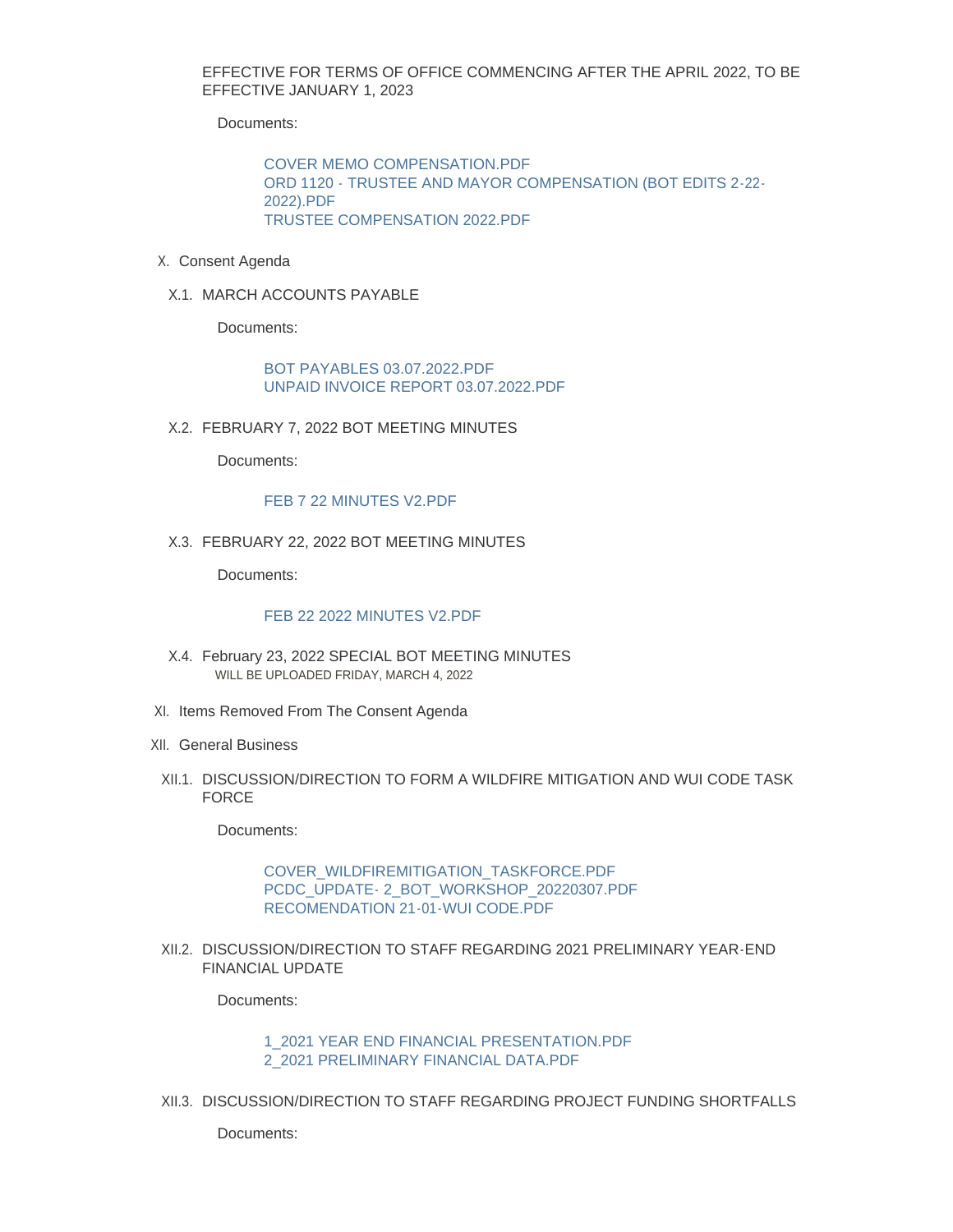EFFECTIVE FOR TERMS OF OFFICE COMMENCING AFTER THE APRIL 2022, TO BE EFFECTIVE JANUARY 1, 2023

Documents:

COVER MEMO COMPENSATION.PDF
ORD 1120 - TRUSTEE AND MAYOR COMPENSATION (BOT EDITS 2-22-2022).PDF
TRUSTEE COMPENSATION 2022.PDF

X. Consent Agenda

X.1. MARCH ACCOUNTS PAYABLE

Documents:

BOT PAYABLES 03.07.2022.PDF
UNPAID INVOICE REPORT 03.07.2022.PDF

X.2. FEBRUARY 7, 2022 BOT MEETING MINUTES

Documents:

FEB 7 22 MINUTES V2.PDF

X.3. FEBRUARY 22, 2022 BOT MEETING MINUTES

Documents:

FEB 22 2022 MINUTES V2.PDF

X.4. February 23, 2022 SPECIAL BOT MEETING MINUTES

WILL BE UPLOADED FRIDAY, MARCH 4, 2022

XI. Items Removed From The Consent Agenda

XII. General Business

XII.1. DISCUSSION/DIRECTION TO FORM A WILDFIRE MITIGATION AND WUI CODE TASK FORCE

Documents:

COVER_WILDFIREMITIGATION_TASKFORCE.PDF
PCDC_UPDATE- 2_BOT_WORKSHOP_20220307.PDF
RECOMENDATION 21-01-WUI CODE.PDF

XII.2. DISCUSSION/DIRECTION TO STAFF REGARDING 2021 PRELIMINARY YEAR-END FINANCIAL UPDATE

Documents:

1_2021 YEAR END FINANCIAL PRESENTATION.PDF
2_2021 PRELIMINARY FINANCIAL DATA.PDF

XII.3. DISCUSSION/DIRECTION TO STAFF REGARDING PROJECT FUNDING SHORTFALLS

Documents: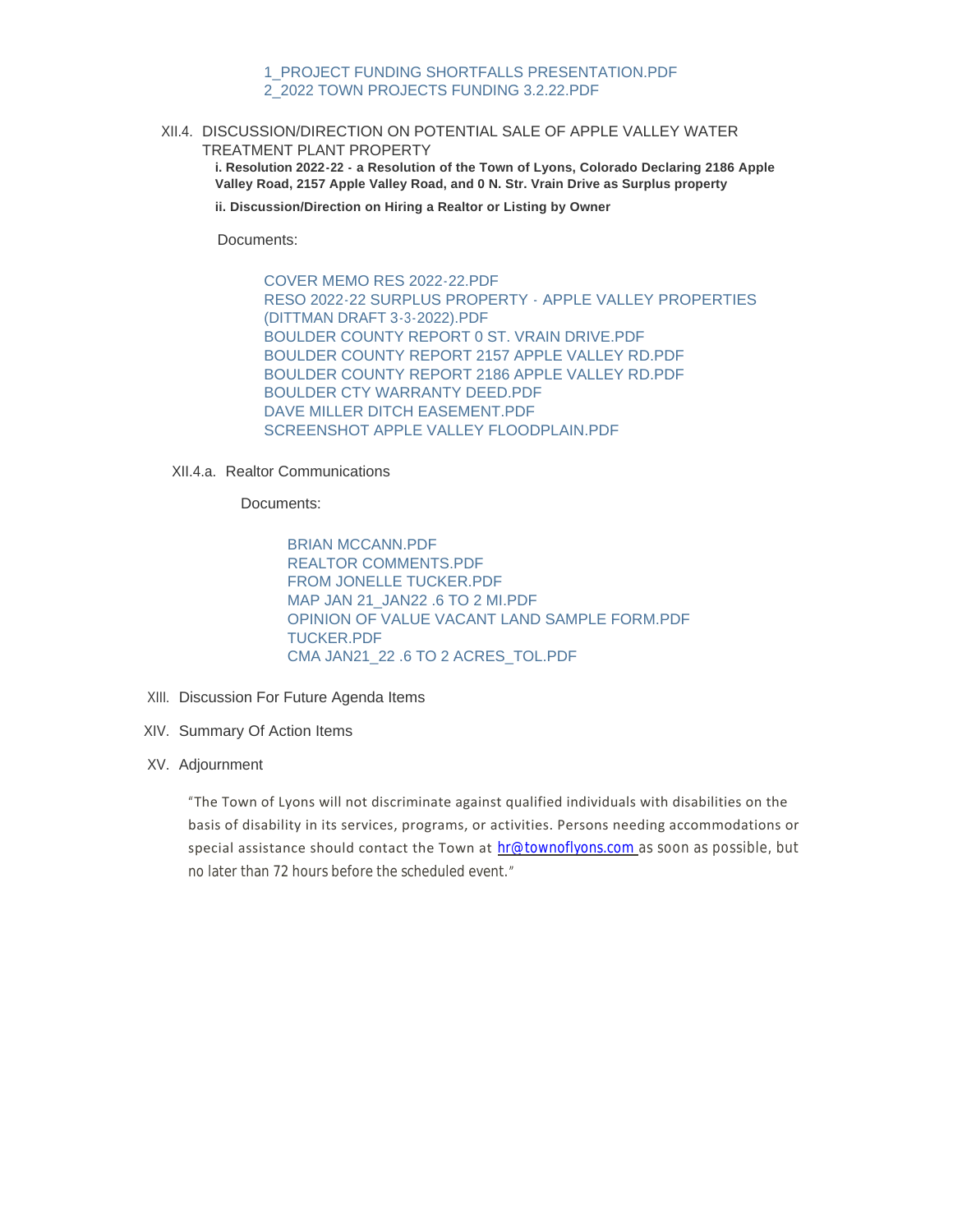1_PROJECT FUNDING SHORTFALLS PRESENTATION.PDF
2_2022 TOWN PROJECTS FUNDING 3.2.22.PDF

XII.4. DISCUSSION/DIRECTION ON POTENTIAL SALE OF APPLE VALLEY WATER TREATMENT PLANT PROPERTY

**i. Resolution 2022-22 - a Resolution of the Town of Lyons, Colorado Declaring 2186 Apple Valley Road, 2157 Apple Valley Road, and 0 N. Str. Vrain Drive as Surplus property**

**ii. Discussion/Direction on Hiring a Realtor or Listing by Owner**

Documents:

COVER MEMO RES 2022-22.PDF
RESO 2022-22 SURPLUS PROPERTY - APPLE VALLEY PROPERTIES (DITTMAN DRAFT 3-3-2022).PDF
BOULDER COUNTY REPORT 0 ST. VRAIN DRIVE.PDF
BOULDER COUNTY REPORT 2157 APPLE VALLEY RD.PDF
BOULDER COUNTY REPORT 2186 APPLE VALLEY RD.PDF
BOULDER CTY WARRANTY DEED.PDF
DAVE MILLER DITCH EASEMENT.PDF
SCREENSHOT APPLE VALLEY FLOODPLAIN.PDF

XII.4.a. Realtor Communications

Documents:

BRIAN MCCANN.PDF
REALTOR COMMENTS.PDF
FROM JONELLE TUCKER.PDF
MAP JAN 21_JAN22 .6 TO 2 MI.PDF
OPINION OF VALUE VACANT LAND SAMPLE FORM.PDF
TUCKER.PDF
CMA JAN21_22 .6 TO 2 ACRES_TOL.PDF

XIII. Discussion For Future Agenda Items

XIV. Summary Of Action Items

XV. Adjournment

"The Town of Lyons will not discriminate against qualified individuals with disabilities on the basis of disability in its services, programs, or activities. Persons needing accommodations or special assistance should contact the Town at hr@townoflyons.com as soon as possible, but no later than 72 hours before the scheduled event."